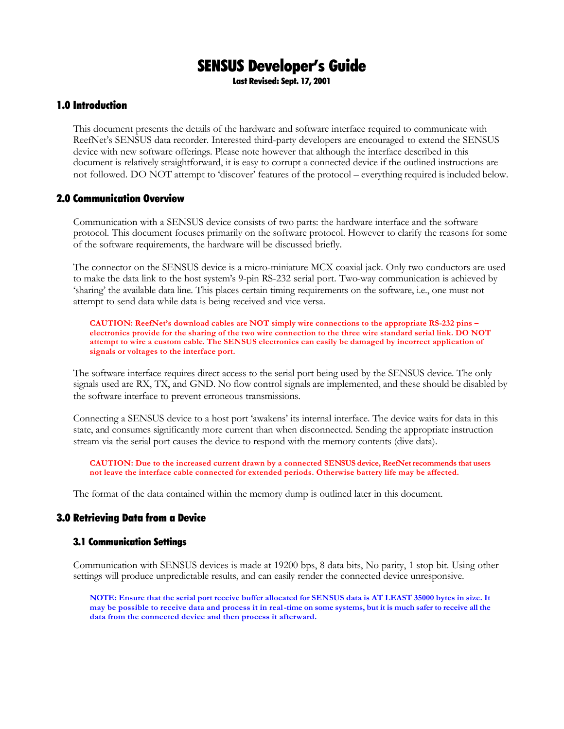# SENSUS Developer's Guide

**Last Revised: Sept. 17, 2001**

## 1.0 Introduction

This document presents the details of the hardware and software interface required to communicate with ReefNet's SENSUS data recorder. Interested third-party developers are encouraged to extend the SENSUS device with new software offerings. Please note however that although the interface described in this document is relatively straightforward, it is easy to corrupt a connected device if the outlined instructions are not followed. DO NOT attempt to 'discover' features of the protocol – everything required is included below.

## 2.0 Communication Overview

Communication with a SENSUS device consists of two parts: the hardware interface and the software protocol. This document focuses primarily on the software protocol. However to clarify the reasons for some of the software requirements, the hardware will be discussed briefly.

The connector on the SENSUS device is a micro-miniature MCX coaxial jack. Only two conductors are used to make the data link to the host system's 9-pin RS-232 serial port. Two-way communication is achieved by 'sharing' the available data line. This places certain timing requirements on the software, i.e., one must not attempt to send data while data is being received and vice versa.

> **CAUTION: ReefNet's download cables are NOT simply wire connections to the appropriate RS-232 pins – electronics provide for the sharing of the two wire connection to the three wire standard serial link. DO NOT attempt to wire a custom cable. The SENSUS electronics can easily be damaged by incorrect application of signals or voltages to the interface port.**

The software interface requires direct access to the serial port being used by the SENSUS device. The only signals used are RX, TX, and GND. No flow control signals are implemented, and these should be disabled by the software interface to prevent erroneous transmissions.

Connecting a SENSUS device to a host port 'awakens' its internal interface. The device waits for data in this state, and consumes significantly more current than when disconnected. Sending the appropriate instruction stream via the serial port causes the device to respond with the memory contents (dive data).

> **CAUTION: Due to the increased current drawn by a connected SENSUS device, ReefNet recommends that users not leave the interface cable connected for extended periods. Otherwise battery life may be affected.**

The format of the data contained within the memory dump is outlined later in this document.

## 3.0 Retrieving Data from a Device

### 3.1 Communication Settings

Communication with SENSUS devices is made at 19200 bps, 8 data bits, No parity, 1 stop bit. Using other settings will produce unpredictable results, and can easily render the connected device unresponsive.

> **NOTE: Ensure that the serial port receive buffer allocated for SENSUS data is AT LEAST 35000 bytes in size. It may be possible to receive data and process it in real-time on some systems, but it is much safer to receive all the data from the connected device and then process it afterward.**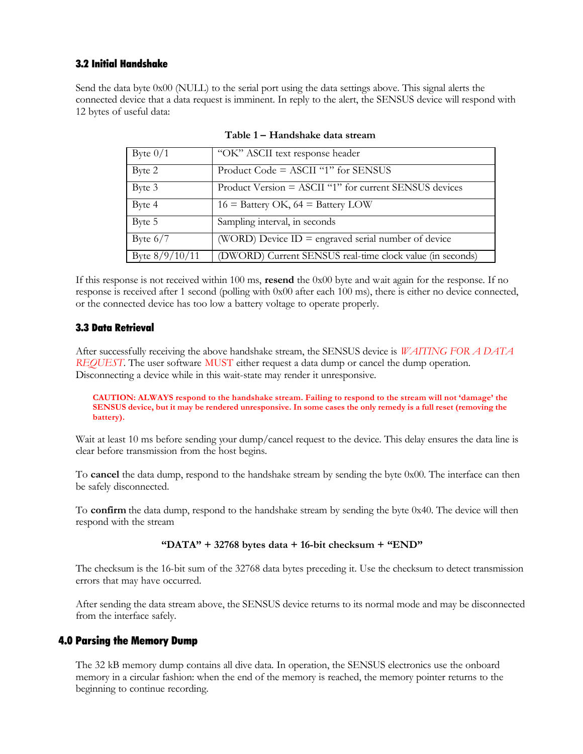### 3.2 Initial Handshake

Send the data byte 0x00 (NULL) to the serial port using the data settings above. This signal alerts the connected device that a data request is imminent. In reply to the alert, the SENSUS device will respond with 12 bytes of useful data:

**Table 1 – Handshake data stream**

| Byte | Description |
|---|---|
| Byte 0/1 | "OK" ASCII text response header |
| Byte 2 | Product Code = ASCII "1" for SENSUS |
| Byte 3 | Product Version = ASCII "1" for current SENSUS devices |
| Byte 4 | 16 = Battery OK, 64 = Battery LOW |
| Byte 5 | Sampling interval, in seconds |
| Byte 6/7 | (WORD) Device ID = engraved serial number of device |
| Byte 8/9/10/11 | (DWORD) Current SENSUS real-time clock value (in seconds) |

If this response is not received within 100 ms, **resend** the 0x00 byte and wait again for the response. If no response is received after 1 second (polling with 0x00 after each 100 ms), there is either no device connected, or the connected device has too low a battery voltage to operate properly.

### 3.3 Data Retrieval

After successfully receiving the above handshake stream, the SENSUS device is *WAITING FOR A DATA REQUEST*. The user software MUST either request a data dump or cancel the dump operation. Disconnecting a device while in this wait-state may render it unresponsive.

> **CAUTION: ALWAYS respond to the handshake stream. Failing to respond to the stream will not 'damage' the SENSUS device, but it may be rendered unresponsive. In some cases the only remedy is a full reset (removing the battery).**

Wait at least 10 ms before sending your dump/cancel request to the device. This delay ensures the data line is clear before transmission from the host begins.

To **cancel** the data dump, respond to the handshake stream by sending the byte 0x00. The interface can then be safely disconnected.

To **confirm** the data dump, respond to the handshake stream by sending the byte 0x40. The device will then respond with the stream

**"DATA" + 32768 bytes data + 16-bit checksum + "END"**

The checksum is the 16-bit sum of the 32768 data bytes preceding it. Use the checksum to detect transmission errors that may have occurred.

After sending the data stream above, the SENSUS device returns to its normal mode and may be disconnected from the interface safely.

## 4.0 Parsing the Memory Dump

The 32 kB memory dump contains all dive data. In operation, the SENSUS electronics use the onboard memory in a circular fashion: when the end of the memory is reached, the memory pointer returns to the beginning to continue recording.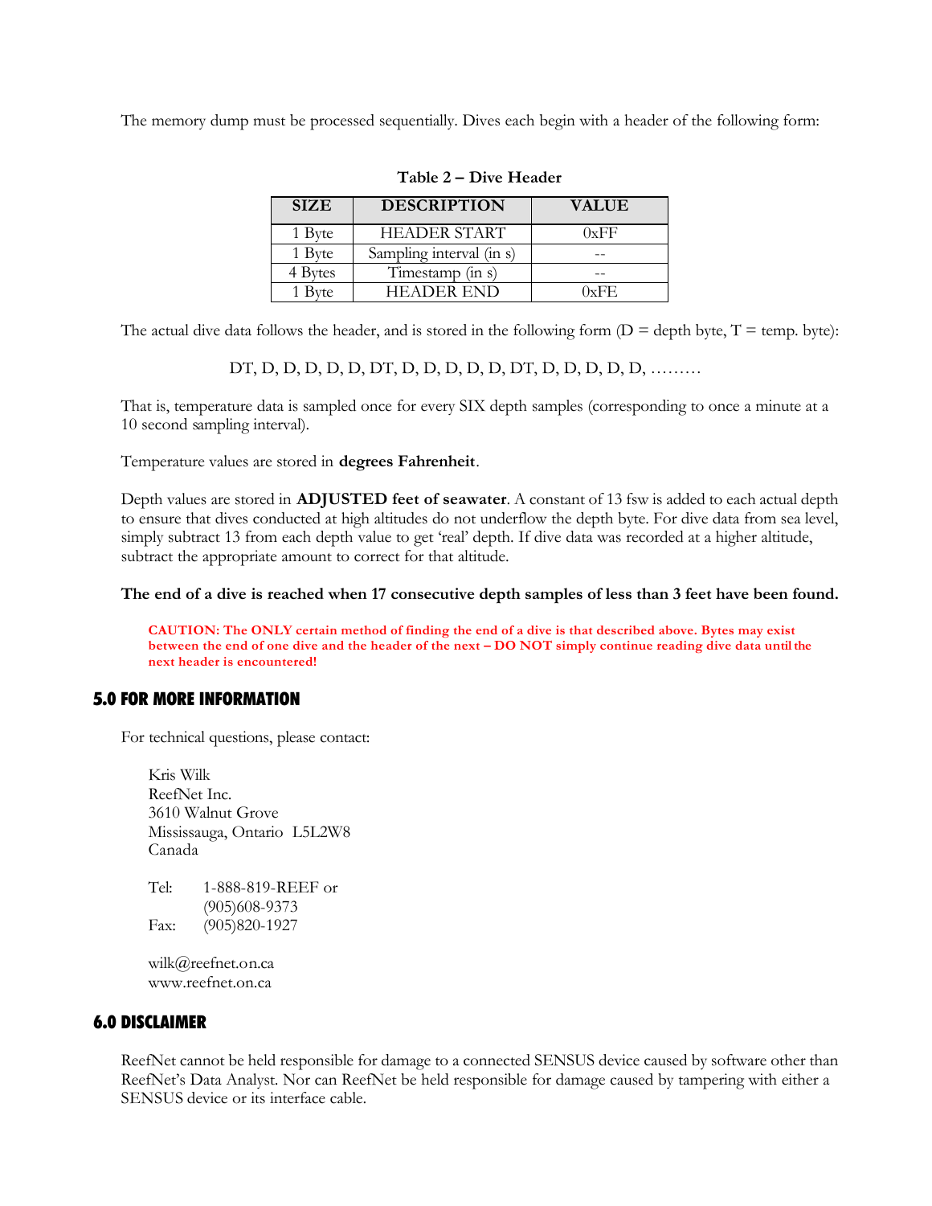The memory dump must be processed sequentially. Dives each begin with a header of the following form:

**Table 2 – Dive Header**

| SIZE | DESCRIPTION | VALUE |
|---|---|---|
| 1 Byte | HEADER START | 0xFF |
| 1 Byte | Sampling interval (in s) | -- |
| 4 Bytes | Timestamp (in s) | -- |
| 1 Byte | HEADER END | 0xFE |

The actual dive data follows the header, and is stored in the following form (D = depth byte, T = temp. byte):

DT, D, D, D, D, D, DT, D, D, D, D, D, DT, D, D, D, D, D, ………

That is, temperature data is sampled once for every SIX depth samples (corresponding to once a minute at a 10 second sampling interval).

Temperature values are stored in **degrees Fahrenheit**.

Depth values are stored in **ADJUSTED feet of seawater**. A constant of 13 fsw is added to each actual depth to ensure that dives conducted at high altitudes do not underflow the depth byte. For dive data from sea level, simply subtract 13 from each depth value to get 'real' depth. If dive data was recorded at a higher altitude, subtract the appropriate amount to correct for that altitude.

**The end of a dive is reached when 17 consecutive depth samples of less than 3 feet have been found.**

> **CAUTION: The ONLY certain method of finding the end of a dive is that described above. Bytes may exist between the end of one dive and the header of the next – DO NOT simply continue reading dive data until the next header is encountered!**

## 5.0 FOR MORE INFORMATION

For technical questions, please contact:

Kris Wilk
ReefNet Inc.
3610 Walnut Grove
Mississauga, Ontario L5L2W8
Canada

Tel: 1-888-819-REEF or
(905)608-9373
Fax: (905)820-1927

wilk@reefnet.on.ca
www.reefnet.on.ca

## 6.0 DISCLAIMER

ReefNet cannot be held responsible for damage to a connected SENSUS device caused by software other than ReefNet's Data Analyst. Nor can ReefNet be held responsible for damage caused by tampering with either a SENSUS device or its interface cable.